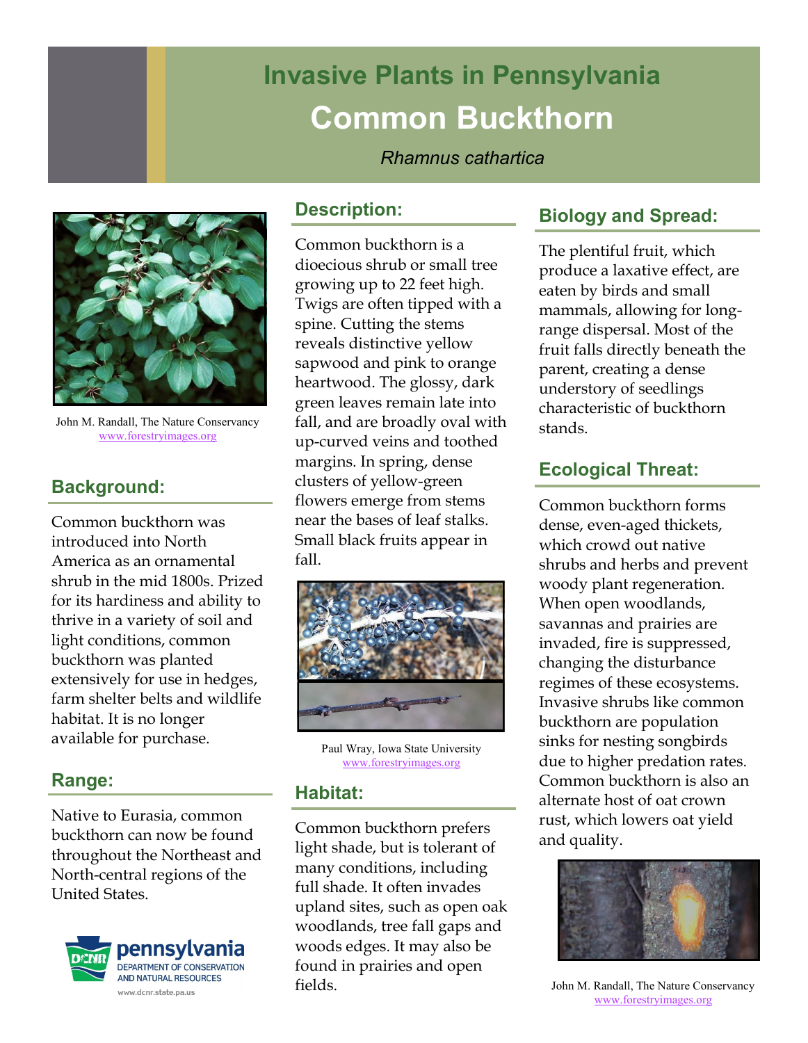# Invasive Plants in Pennsylvania

# Common Buckthorn

*Rhamnus cathartica*

John M. Randall, The Nature Conservancy
www.forestryimages.org

## Background:

Common buckthorn was introduced into North America as an ornamental shrub in the mid 1800s. Prized for its hardiness and ability to thrive in a variety of soil and light conditions, common buckthorn was planted extensively for use in hedges, farm shelter belts and wildlife habitat. It is no longer available for purchase.

## Range:

Native to Eurasia, common buckthorn can now be found throughout the Northeast and North-central regions of the United States.

pennsylvania
DEPARTMENT OF CONSERVATION AND NATURAL RESOURCES
www.dcnr.state.pa.us

## Description:

Common buckthorn is a dioecious shrub or small tree growing up to 22 feet high. Twigs are often tipped with a spine. Cutting the stems reveals distinctive yellow sapwood and pink to orange heartwood. The glossy, dark green leaves remain late into fall, and are broadly oval with up-curved veins and toothed margins. In spring, dense clusters of yellow-green flowers emerge from stems near the bases of leaf stalks. Small black fruits appear in fall.

Paul Wray, Iowa State University
www.forestryimages.org

## Habitat:

Common buckthorn prefers light shade, but is tolerant of many conditions, including full shade. It often invades upland sites, such as open oak woodlands, tree fall gaps and woods edges. It may also be found in prairies and open fields.

## Biology and Spread:

The plentiful fruit, which produce a laxative effect, are eaten by birds and small mammals, allowing for long-range dispersal. Most of the fruit falls directly beneath the parent, creating a dense understory of seedlings characteristic of buckthorn stands.

## Ecological Threat:

Common buckthorn forms dense, even-aged thickets, which crowd out native shrubs and herbs and prevent woody plant regeneration. When open woodlands, savannas and prairies are invaded, fire is suppressed, changing the disturbance regimes of these ecosystems. Invasive shrubs like common buckthorn are population sinks for nesting songbirds due to higher predation rates. Common buckthorn is also an alternate host of oat crown rust, which lowers oat yield and quality.

John M. Randall, The Nature Conservancy
www.forestryimages.org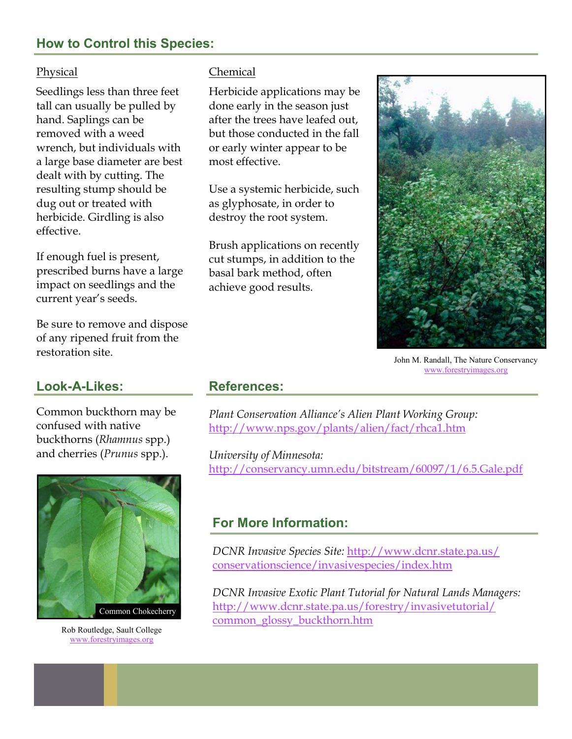## How to Control this Species:

### Physical

Seedlings less than three feet tall can usually be pulled by hand. Saplings can be removed with a weed wrench, but individuals with a large base diameter are best dealt with by cutting. The resulting stump should be dug out or treated with herbicide. Girdling is also effective.

If enough fuel is present, prescribed burns have a large impact on seedlings and the current year's seeds.

Be sure to remove and dispose of any ripened fruit from the restoration site.

### Chemical

Herbicide applications may be done early in the season just after the trees have leafed out, but those conducted in the fall or early winter appear to be most effective.

Use a systemic herbicide, such as glyphosate, in order to destroy the root system.

Brush applications on recently cut stumps, in addition to the basal bark method, often achieve good results.

John M. Randall, The Nature Conservancy
www.forestryimages.org

## Look-A-Likes:

Common buckthorn may be confused with native buckthorns (*Rhamnus* spp.) and cherries (*Prunus* spp.).

Common Chokecherry

Rob Routledge, Sault College
www.forestryimages.org

## References:

*Plant Conservation Alliance's Alien Plant Working Group:*
http://www.nps.gov/plants/alien/fact/rhca1.htm

*University of Minnesota:*
http://conservancy.umn.edu/bitstream/60097/1/6.5.Gale.pdf

## For More Information:

*DCNR Invasive Species Site:* http://www.dcnr.state.pa.us/conservationscience/invasivespecies/index.htm

*DCNR Invasive Exotic Plant Tutorial for Natural Lands Managers:*
http://www.dcnr.state.pa.us/forestry/invasivetutorial/common_glossy_buckthorn.htm